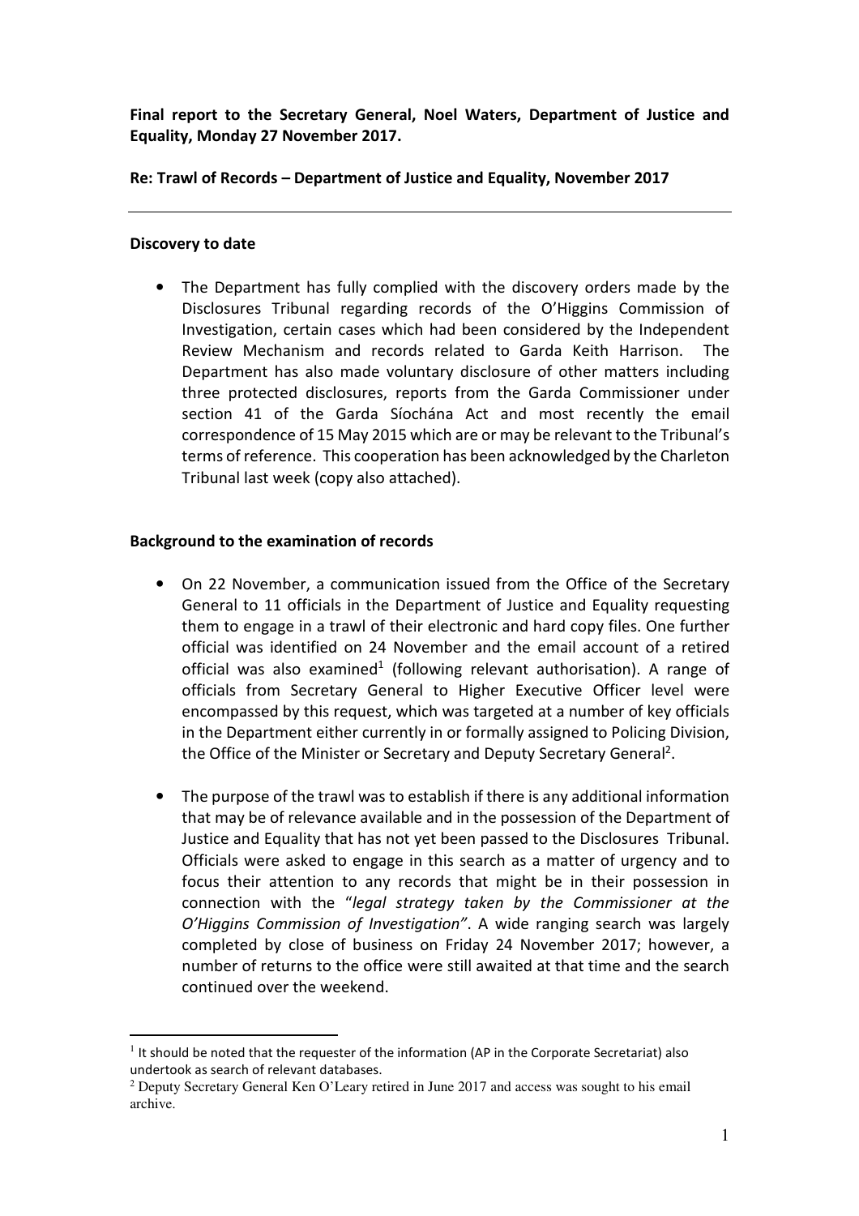**Final report to the Secretary General, Noel Waters, Department of Justice and Equality, Monday 27 November 2017.**

**Re: Trawl of Records – Department of Justice and Equality, November 2017**

---

**Discovery to date**

- The Department has fully complied with the discovery orders made by the Disclosures Tribunal regarding records of the O'Higgins Commission of Investigation, certain cases which had been considered by the Independent Review Mechanism and records related to Garda Keith Harrison. The Department has also made voluntary disclosure of other matters including three protected disclosures, reports from the Garda Commissioner under section 41 of the Garda Síochána Act and most recently the email correspondence of 15 May 2015 which are or may be relevant to the Tribunal's terms of reference. This cooperation has been acknowledged by the Charleton Tribunal last week (copy also attached).

**Background to the examination of records**

- On 22 November, a communication issued from the Office of the Secretary General to 11 officials in the Department of Justice and Equality requesting them to engage in a trawl of their electronic and hard copy files. One further official was identified on 24 November and the email account of a retired official was also examined[1] (following relevant authorisation). A range of officials from Secretary General to Higher Executive Officer level were encompassed by this request, which was targeted at a number of key officials in the Department either currently in or formally assigned to Policing Division, the Office of the Minister or Secretary and Deputy Secretary General[2].

- The purpose of the trawl was to establish if there is any additional information that may be of relevance available and in the possession of the Department of Justice and Equality that has not yet been passed to the Disclosures Tribunal. Officials were asked to engage in this search as a matter of urgency and to focus their attention to any records that might be in their possession in connection with the "*legal strategy taken by the Commissioner at the O'Higgins Commission of Investigation"*. A wide ranging search was largely completed by close of business on Friday 24 November 2017; however, a number of returns to the office were still awaited at that time and the search continued over the weekend.

---

[1] It should be noted that the requester of the information (AP in the Corporate Secretariat) also undertook as search of relevant databases.

[2] Deputy Secretary General Ken O'Leary retired in June 2017 and access was sought to his email archive.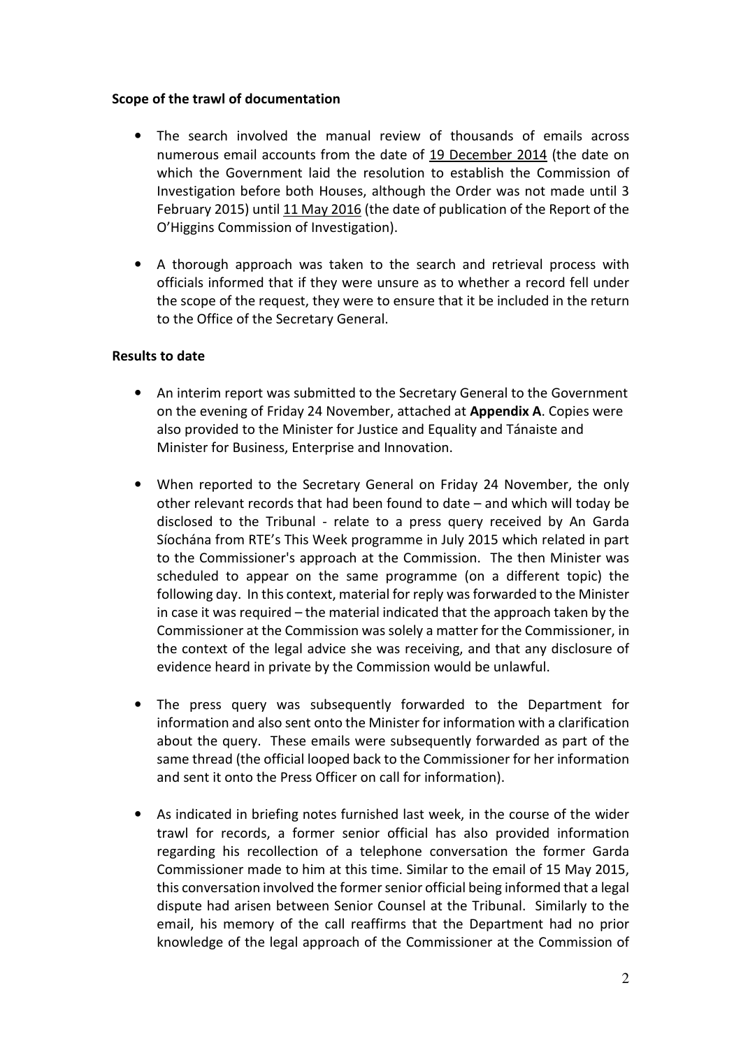**Scope of the trawl of documentation**

- The search involved the manual review of thousands of emails across numerous email accounts from the date of 19 December 2014 (the date on which the Government laid the resolution to establish the Commission of Investigation before both Houses, although the Order was not made until 3 February 2015) until 11 May 2016 (the date of publication of the Report of the O'Higgins Commission of Investigation).
- A thorough approach was taken to the search and retrieval process with officials informed that if they were unsure as to whether a record fell under the scope of the request, they were to ensure that it be included in the return to the Office of the Secretary General.

**Results to date**

- An interim report was submitted to the Secretary General to the Government on the evening of Friday 24 November, attached at **Appendix A**. Copies were also provided to the Minister for Justice and Equality and Tánaiste and Minister for Business, Enterprise and Innovation.
- When reported to the Secretary General on Friday 24 November, the only other relevant records that had been found to date – and which will today be disclosed to the Tribunal - relate to a press query received by An Garda Síochána from RTE's This Week programme in July 2015 which related in part to the Commissioner's approach at the Commission. The then Minister was scheduled to appear on the same programme (on a different topic) the following day. In this context, material for reply was forwarded to the Minister in case it was required – the material indicated that the approach taken by the Commissioner at the Commission was solely a matter for the Commissioner, in the context of the legal advice she was receiving, and that any disclosure of evidence heard in private by the Commission would be unlawful.
- The press query was subsequently forwarded to the Department for information and also sent onto the Minister for information with a clarification about the query. These emails were subsequently forwarded as part of the same thread (the official looped back to the Commissioner for her information and sent it onto the Press Officer on call for information).
- As indicated in briefing notes furnished last week, in the course of the wider trawl for records, a former senior official has also provided information regarding his recollection of a telephone conversation the former Garda Commissioner made to him at this time. Similar to the email of 15 May 2015, this conversation involved the former senior official being informed that a legal dispute had arisen between Senior Counsel at the Tribunal. Similarly to the email, his memory of the call reaffirms that the Department had no prior knowledge of the legal approach of the Commissioner at the Commission of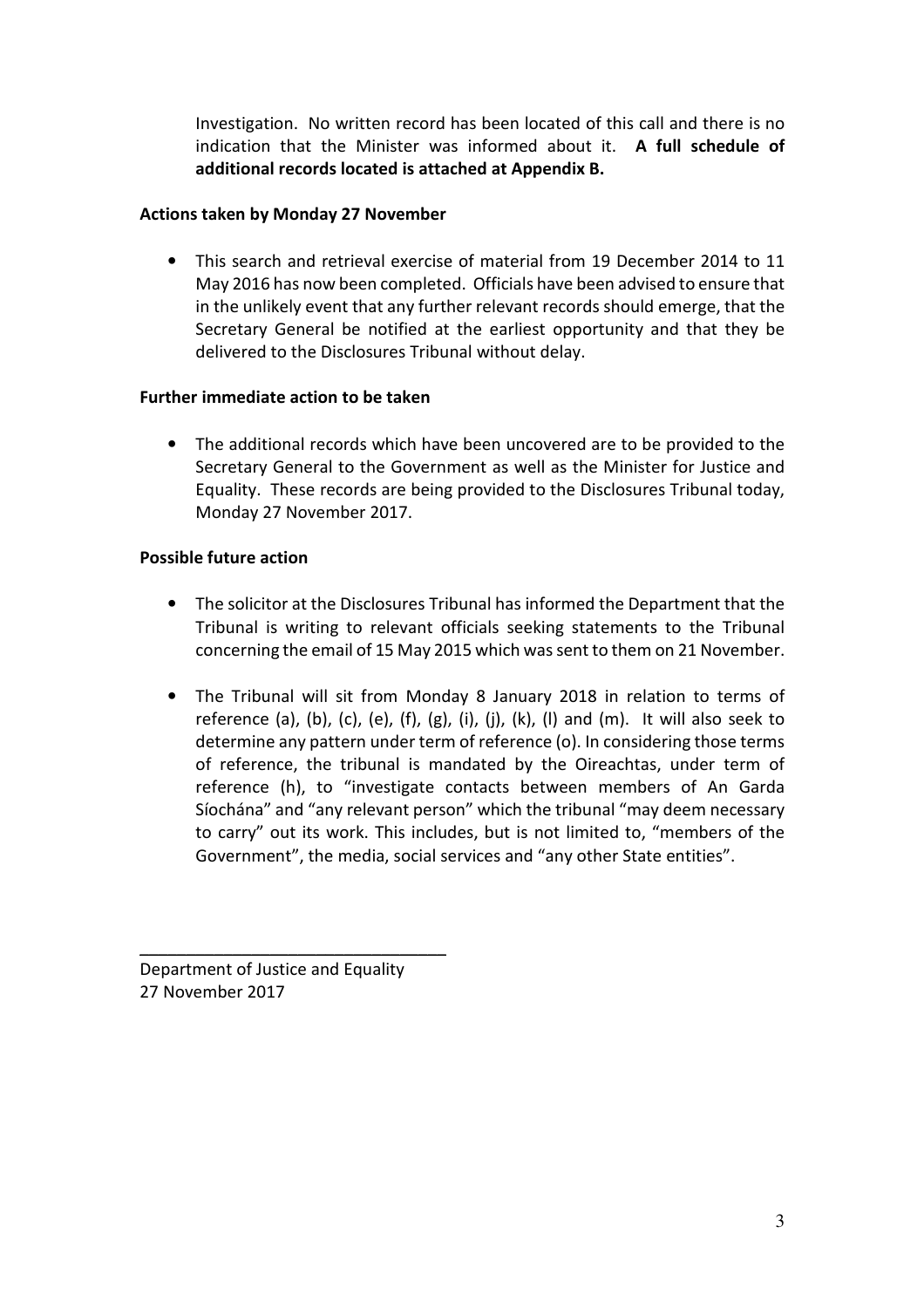Investigation. No written record has been located of this call and there is no indication that the Minister was informed about it. **A full schedule of additional records located is attached at Appendix B.**

**Actions taken by Monday 27 November**

- This search and retrieval exercise of material from 19 December 2014 to 11 May 2016 has now been completed. Officials have been advised to ensure that in the unlikely event that any further relevant records should emerge, that the Secretary General be notified at the earliest opportunity and that they be delivered to the Disclosures Tribunal without delay.

**Further immediate action to be taken**

- The additional records which have been uncovered are to be provided to the Secretary General to the Government as well as the Minister for Justice and Equality. These records are being provided to the Disclosures Tribunal today, Monday 27 November 2017.

**Possible future action**

- The solicitor at the Disclosures Tribunal has informed the Department that the Tribunal is writing to relevant officials seeking statements to the Tribunal concerning the email of 15 May 2015 which was sent to them on 21 November.

- The Tribunal will sit from Monday 8 January 2018 in relation to terms of reference (a), (b), (c), (e), (f), (g), (i), (j), (k), (l) and (m). It will also seek to determine any pattern under term of reference (o). In considering those terms of reference, the tribunal is mandated by the Oireachtas, under term of reference (h), to "investigate contacts between members of An Garda Síochána" and "any relevant person" which the tribunal "may deem necessary to carry" out its work. This includes, but is not limited to, "members of the Government", the media, social services and "any other State entities".

\_\_\_\_\_\_\_\_\_\_\_\_\_\_\_\_\_\_\_\_\_\_\_\_\_\_\_\_\_\_\_\_

Department of Justice and Equality
27 November 2017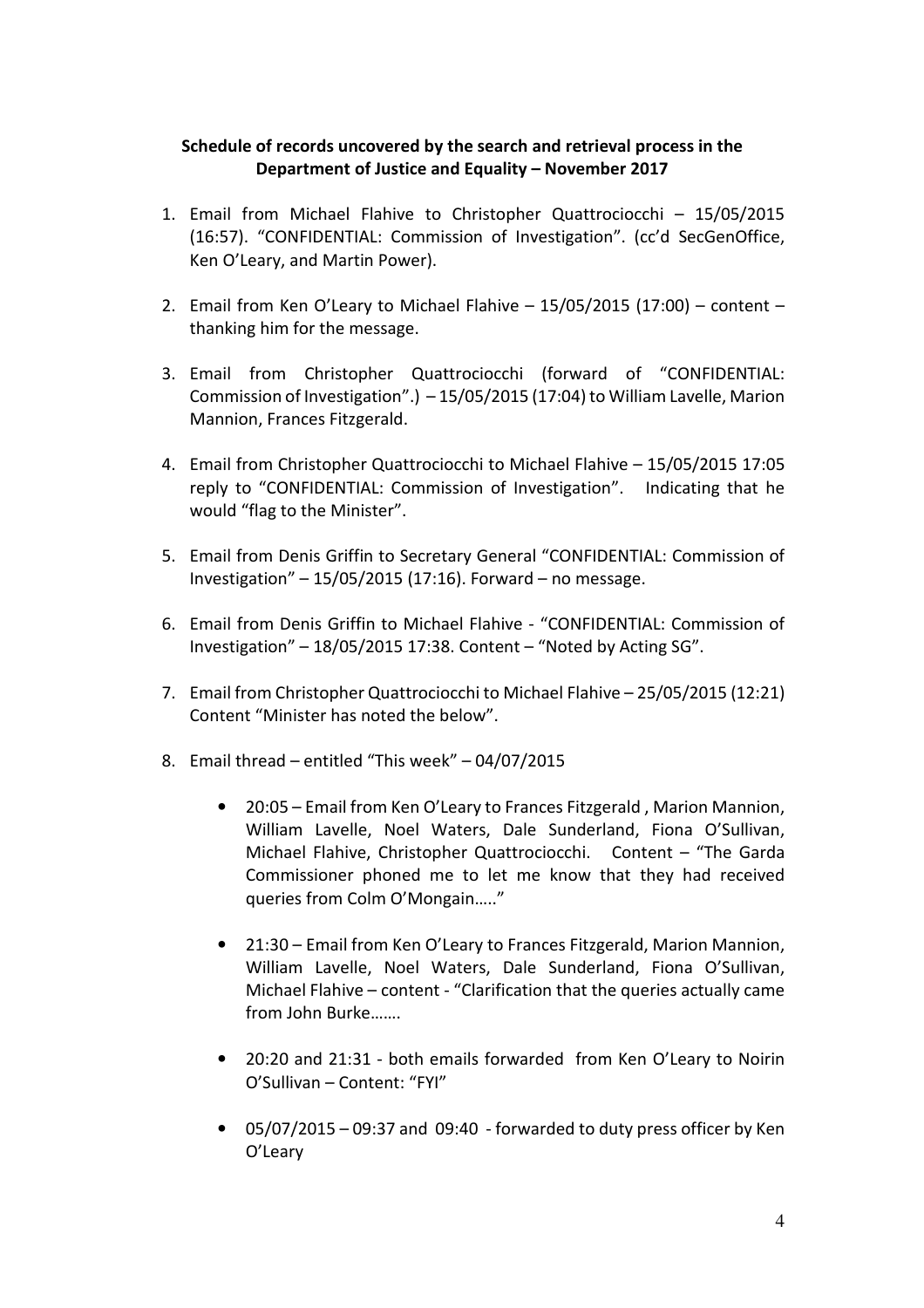**Schedule of records uncovered by the search and retrieval process in the Department of Justice and Equality – November 2017**

1. Email from Michael Flahive to Christopher Quattrociocchi – 15/05/2015 (16:57). "CONFIDENTIAL: Commission of Investigation". (cc'd SecGenOffice, Ken O'Leary, and Martin Power).

2. Email from Ken O'Leary to Michael Flahive – 15/05/2015 (17:00) – content – thanking him for the message.

3. Email from Christopher Quattrociocchi (forward of "CONFIDENTIAL: Commission of Investigation".) – 15/05/2015 (17:04) to William Lavelle, Marion Mannion, Frances Fitzgerald.

4. Email from Christopher Quattrociocchi to Michael Flahive – 15/05/2015 17:05 reply to "CONFIDENTIAL: Commission of Investigation". Indicating that he would "flag to the Minister".

5. Email from Denis Griffin to Secretary General "CONFIDENTIAL: Commission of Investigation" – 15/05/2015 (17:16). Forward – no message.

6. Email from Denis Griffin to Michael Flahive - "CONFIDENTIAL: Commission of Investigation" – 18/05/2015 17:38. Content – "Noted by Acting SG".

7. Email from Christopher Quattrociocchi to Michael Flahive – 25/05/2015 (12:21) Content "Minister has noted the below".

8. Email thread – entitled "This week" – 04/07/2015

    - 20:05 – Email from Ken O'Leary to Frances Fitzgerald , Marion Mannion, William Lavelle, Noel Waters, Dale Sunderland, Fiona O'Sullivan, Michael Flahive, Christopher Quattrociocchi. Content – "The Garda Commissioner phoned me to let me know that they had received queries from Colm O'Mongain….."

    - 21:30 – Email from Ken O'Leary to Frances Fitzgerald, Marion Mannion, William Lavelle, Noel Waters, Dale Sunderland, Fiona O'Sullivan, Michael Flahive – content - "Clarification that the queries actually came from John Burke…….

    - 20:20 and 21:31 - both emails forwarded from Ken O'Leary to Noirin O'Sullivan – Content: "FYI"

    - 05/07/2015 – 09:37 and 09:40 - forwarded to duty press officer by Ken O'Leary